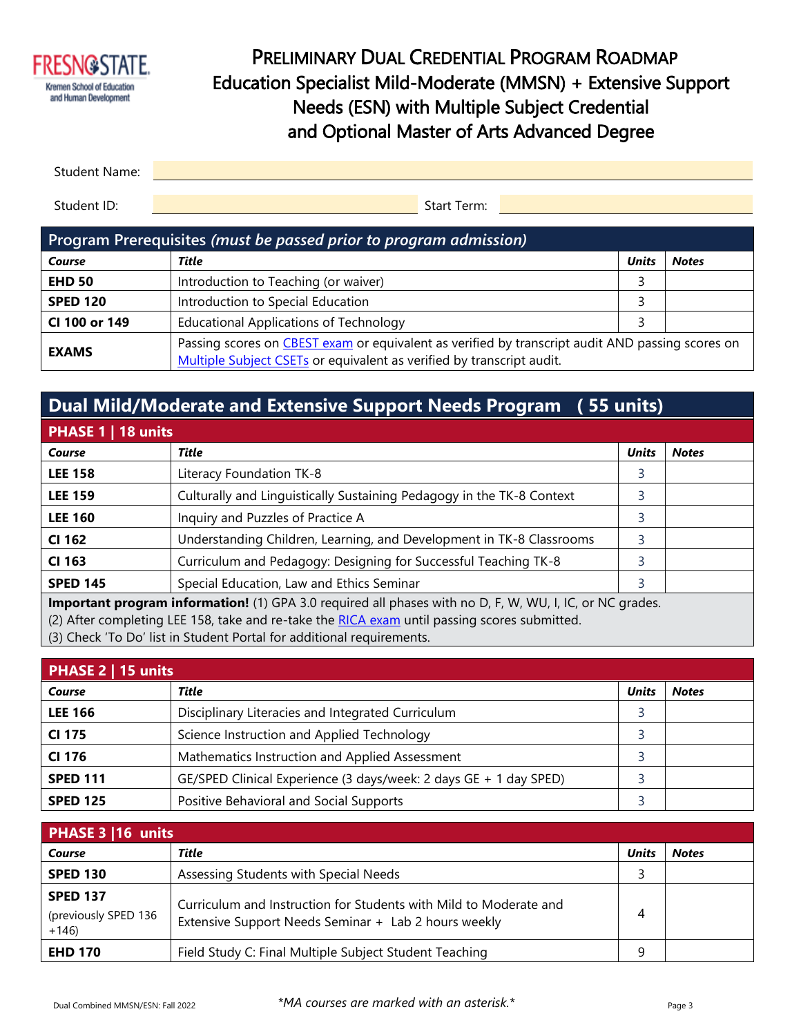# PRELIMINARY DUAL CREDENTIAL PROGRAM ROADMAP
## Education Specialist Mild-Moderate (MMSN) + Extensive Support Needs (ESN) with Multiple Subject Credential and Optional Master of Arts Advanced Degree

Student Name:

Student ID: Start Term:

## Program Prerequisites *(must be passed prior to program admission)*

| *Course* | *Title* | *Units* | *Notes* |
|---|---|---|---|
| **EHD 50** | Introduction to Teaching (or waiver) | 3 | |
| **SPED 120** | Introduction to Special Education | 3 | |
| **CI 100 or 149** | Educational Applications of Technology | 3 | |
| **EXAMS** | Passing scores on CBEST exam or equivalent as verified by transcript audit AND passing scores on Multiple Subject CSETs or equivalent as verified by transcript audit. | | |

## Dual Mild/Moderate and Extensive Support Needs Program ( 55 units)

### PHASE 1 | 18 units

| *Course* | *Title* | *Units* | *Notes* |
|---|---|---|---|
| **LEE 158** | Literacy Foundation TK-8 | 3 | |
| **LEE 159** | Culturally and Linguistically Sustaining Pedagogy in the TK-8 Context | 3 | |
| **LEE 160** | Inquiry and Puzzles of Practice A | 3 | |
| **CI 162** | Understanding Children, Learning, and Development in TK-8 Classrooms | 3 | |
| **CI 163** | Curriculum and Pedagogy: Designing for Successful Teaching TK-8 | 3 | |
| **SPED 145** | Special Education, Law and Ethics Seminar | 3 | |

**Important program information!** (1) GPA 3.0 required all phases with no D, F, W, WU, I, IC, or NC grades.
(2) After completing LEE 158, take and re-take the RICA exam until passing scores submitted.
(3) Check 'To Do' list in Student Portal for additional requirements.

### PHASE 2 | 15 units

| *Course* | *Title* | *Units* | *Notes* |
|---|---|---|---|
| **LEE 166** | Disciplinary Literacies and Integrated Curriculum | 3 | |
| **CI 175** | Science Instruction and Applied Technology | 3 | |
| **CI 176** | Mathematics Instruction and Applied Assessment | 3 | |
| **SPED 111** | GE/SPED Clinical Experience (3 days/week: 2 days GE + 1 day SPED) | 3 | |
| **SPED 125** | Positive Behavioral and Social Supports | 3 | |

### PHASE 3 |16 units

| *Course* | *Title* | *Units* | *Notes* |
|---|---|---|---|
| **SPED 130** | Assessing Students with Special Needs | 3 | |
| **SPED 137** (previously SPED 136 +146) | Curriculum and Instruction for Students with Mild to Moderate and Extensive Support Needs Seminar + Lab 2 hours weekly | 4 | |
| **EHD 170** | Field Study C: Final Multiple Subject Student Teaching | 9 | |

*\*MA courses are marked with an asterisk.\**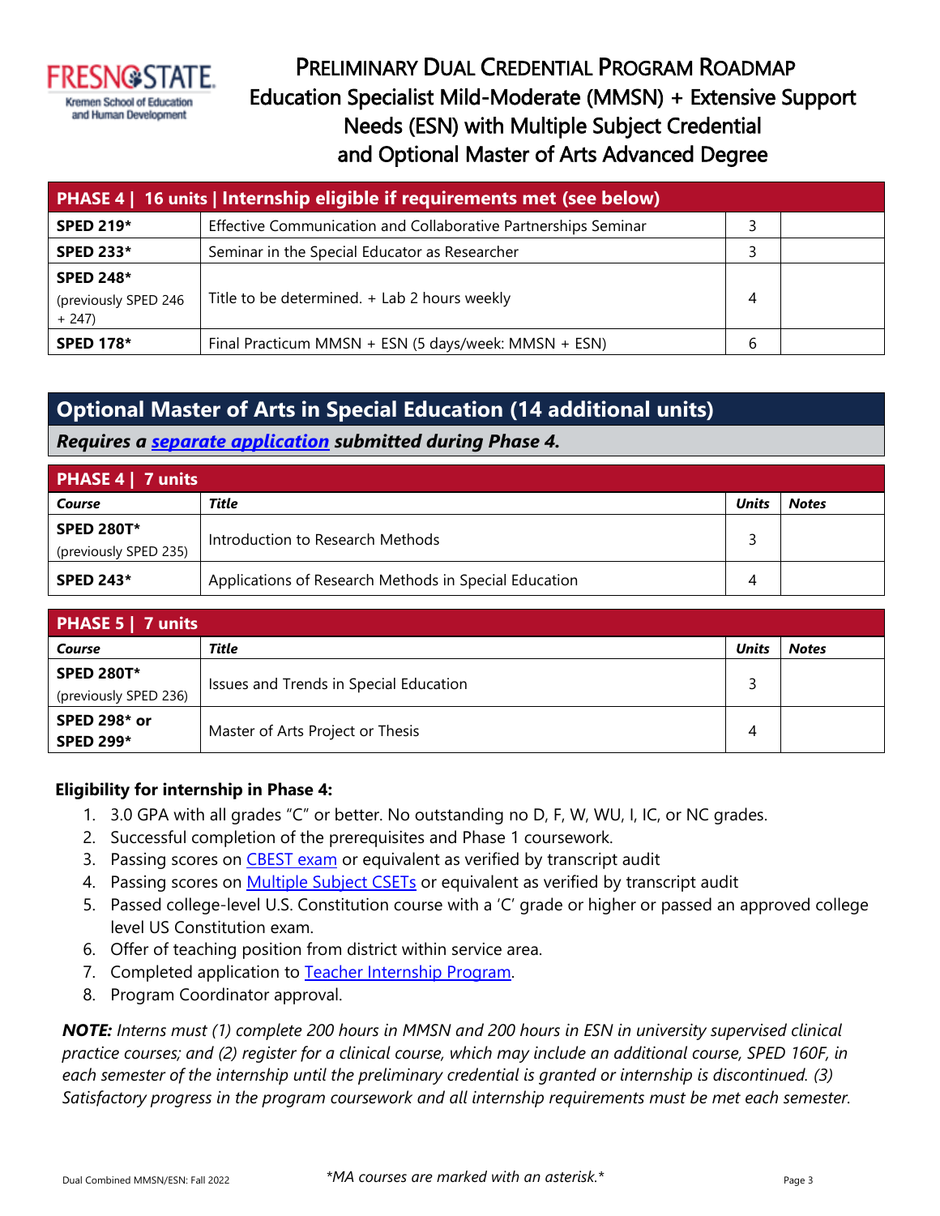# PRELIMINARY DUAL CREDENTIAL PROGRAM ROADMAP
# Education Specialist Mild-Moderate (MMSN) + Extensive Support Needs (ESN) with Multiple Subject Credential and Optional Master of Arts Advanced Degree

| PHASE 4 \| 16 units \| Internship eligible if requirements met (see below) | | | |
|---|---|---|---|
| **SPED 219*** | Effective Communication and Collaborative Partnerships Seminar | 3 | |
| **SPED 233*** | Seminar in the Special Educator as Researcher | 3 | |
| **SPED 248*** (previously SPED 246 + 247) | Title to be determined. + Lab 2 hours weekly | 4 | |
| **SPED 178*** | Final Practicum MMSN + ESN (5 days/week: MMSN + ESN) | 6 | |

## Optional Master of Arts in Special Education (14 additional units)

***Requires a separate application submitted during Phase 4.***

| PHASE 4 \| 7 units | | | |
|---|---|---|---|
| ***Course*** | ***Title*** | ***Units*** | ***Notes*** |
| **SPED 280T*** (previously SPED 235) | Introduction to Research Methods | 3 | |
| **SPED 243*** | Applications of Research Methods in Special Education | 4 | |

| PHASE 5 \| 7 units | | | |
|---|---|---|---|
| ***Course*** | ***Title*** | ***Units*** | ***Notes*** |
| **SPED 280T*** (previously SPED 236) | Issues and Trends in Special Education | 3 | |
| **SPED 298* or SPED 299*** | Master of Arts Project or Thesis | 4 | |

**Eligibility for internship in Phase 4:**

1. 3.0 GPA with all grades "C" or better. No outstanding no D, F, W, WU, I, IC, or NC grades.
2. Successful completion of the prerequisites and Phase 1 coursework.
3. Passing scores on CBEST exam or equivalent as verified by transcript audit
4. Passing scores on Multiple Subject CSETs or equivalent as verified by transcript audit
5. Passed college-level U.S. Constitution course with a 'C' grade or higher or passed an approved college level US Constitution exam.
6. Offer of teaching position from district within service area.
7. Completed application to Teacher Internship Program.
8. Program Coordinator approval.

***NOTE:*** *Interns must (1) complete 200 hours in MMSN and 200 hours in ESN in university supervised clinical practice courses; and (2) register for a clinical course, which may include an additional course, SPED 160F, in each semester of the internship until the preliminary credential is granted or internship is discontinued. (3) Satisfactory progress in the program coursework and all internship requirements must be met each semester.*

*\*MA courses are marked with an asterisk.\**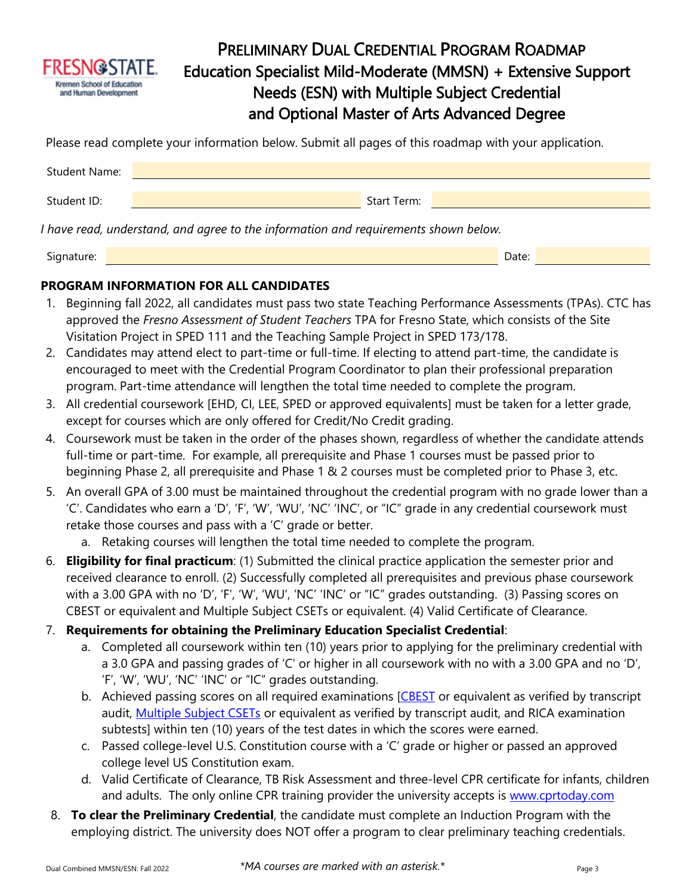FRESNO STATE
Kremen School of Education and Human Development

# PRELIMINARY DUAL CREDENTIAL PROGRAM ROADMAP
# Education Specialist Mild-Moderate (MMSN) + Extensive Support Needs (ESN) with Multiple Subject Credential and Optional Master of Arts Advanced Degree

Please read complete your information below. Submit all pages of this roadmap with your application.

Student Name: \_\_\_\_\_\_\_\_\_\_\_\_\_\_\_\_\_\_\_\_

Student ID: \_\_\_\_\_\_\_\_\_\_\_\_\_\_\_\_\_\_\_\_ Start Term: \_\_\_\_\_\_\_\_\_\_\_\_\_\_\_\_\_\_\_\_

*I have read, understand, and agree to the information and requirements shown below.*

Signature: \_\_\_\_\_\_\_\_\_\_\_\_\_\_\_\_\_\_\_\_ Date: \_\_\_\_\_\_\_\_\_\_

**PROGRAM INFORMATION FOR ALL CANDIDATES**

1. Beginning fall 2022, all candidates must pass two state Teaching Performance Assessments (TPAs). CTC has approved the *Fresno Assessment of Student Teachers* TPA for Fresno State, which consists of the Site Visitation Project in SPED 111 and the Teaching Sample Project in SPED 173/178.
2. Candidates may attend elect to part-time or full-time. If electing to attend part-time, the candidate is encouraged to meet with the Credential Program Coordinator to plan their professional preparation program. Part-time attendance will lengthen the total time needed to complete the program.
3. All credential coursework [EHD, CI, LEE, SPED or approved equivalents] must be taken for a letter grade, except for courses which are only offered for Credit/No Credit grading.
4. Coursework must be taken in the order of the phases shown, regardless of whether the candidate attends full-time or part-time. For example, all prerequisite and Phase 1 courses must be passed prior to beginning Phase 2, all prerequisite and Phase 1 & 2 courses must be completed prior to Phase 3, etc.
5. An overall GPA of 3.00 must be maintained throughout the credential program with no grade lower than a 'C'. Candidates who earn a 'D', 'F', 'W', 'WU', 'NC' 'INC', or "IC" grade in any credential coursework must retake those courses and pass with a 'C' grade or better.
   a. Retaking courses will lengthen the total time needed to complete the program.
6. **Eligibility for final practicum**: (1) Submitted the clinical practice application the semester prior and received clearance to enroll. (2) Successfully completed all prerequisites and previous phase coursework with a 3.00 GPA with no 'D', 'F', 'W', 'WU', 'NC' 'INC' or "IC" grades outstanding. (3) Passing scores on CBEST or equivalent and Multiple Subject CSETs or equivalent. (4) Valid Certificate of Clearance.
7. **Requirements for obtaining the Preliminary Education Specialist Credential**:
   a. Completed all coursework within ten (10) years prior to applying for the preliminary credential with a 3.0 GPA and passing grades of 'C' or higher in all coursework with no with a 3.00 GPA and no 'D', 'F', 'W', 'WU', 'NC' 'INC' or "IC" grades outstanding.
   b. Achieved passing scores on all required examinations [CBEST or equivalent as verified by transcript audit, Multiple Subject CSETs or equivalent as verified by transcript audit, and RICA examination subtests] within ten (10) years of the test dates in which the scores were earned.
   c. Passed college-level U.S. Constitution course with a 'C' grade or higher or passed an approved college level US Constitution exam.
   d. Valid Certificate of Clearance, TB Risk Assessment and three-level CPR certificate for infants, children and adults. The only online CPR training provider the university accepts is www.cprtoday.com
8. **To clear the Preliminary Credential**, the candidate must complete an Induction Program with the employing district. The university does NOT offer a program to clear preliminary teaching credentials.

Dual Combined MMSN/ESN: Fall 2022

*\*MA courses are marked with an asterisk.\**